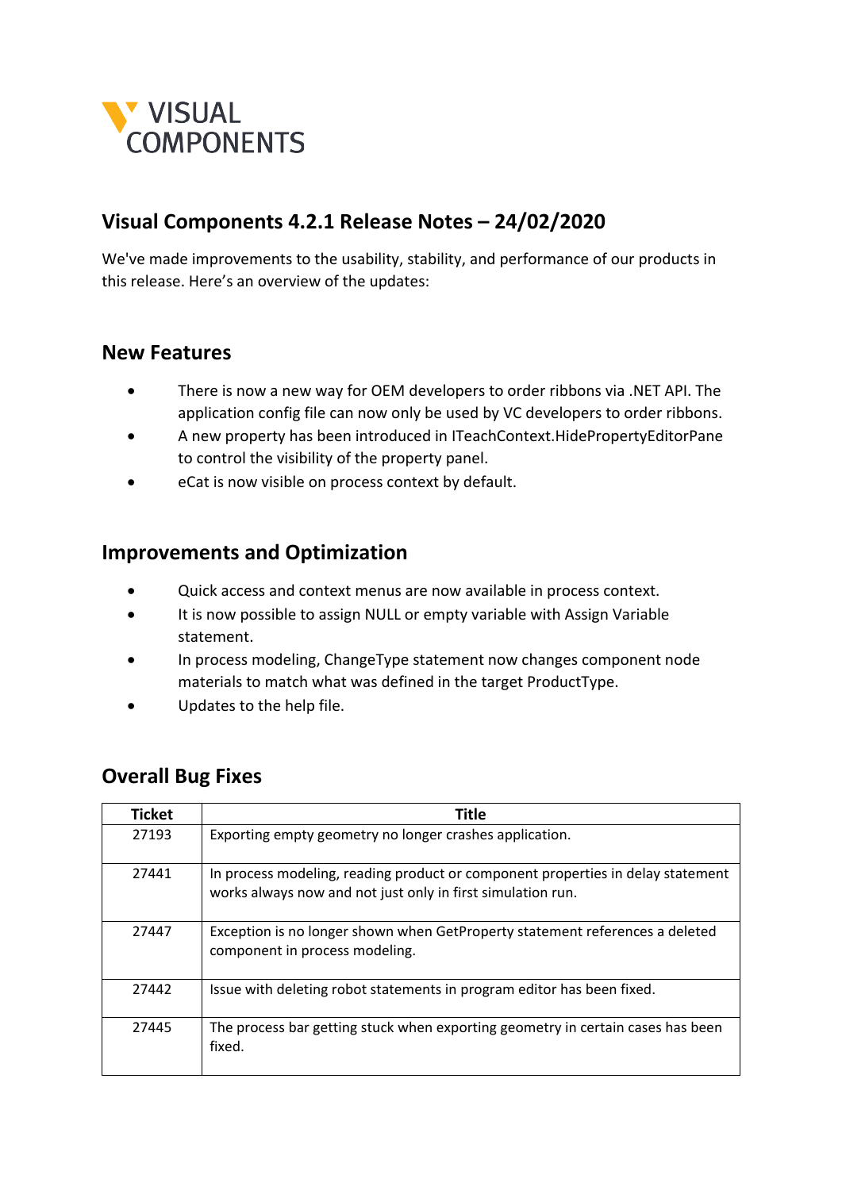VISUAL COMPONENTS

# Visual Components 4.2.1 Release Notes – 24/02/2020

We've made improvements to the usability, stability, and performance of our products in this release. Here's an overview of the updates:

## New Features

- There is now a new way for OEM developers to order ribbons via .NET API. The application config file can now only be used by VC developers to order ribbons.
- A new property has been introduced in ITeachContext.HidePropertyEditorPane to control the visibility of the property panel.
- eCat is now visible on process context by default.

## Improvements and Optimization

- Quick access and context menus are now available in process context.
- It is now possible to assign NULL or empty variable with Assign Variable statement.
- In process modeling, ChangeType statement now changes component node materials to match what was defined in the target ProductType.
- Updates to the help file.

## Overall Bug Fixes

| Ticket | Title |
|---|---|
| 27193 | Exporting empty geometry no longer crashes application. |
| 27441 | In process modeling, reading product or component properties in delay statement works always now and not just only in first simulation run. |
| 27447 | Exception is no longer shown when GetProperty statement references a deleted component in process modeling. |
| 27442 | Issue with deleting robot statements in program editor has been fixed. |
| 27445 | The process bar getting stuck when exporting geometry in certain cases has been fixed. |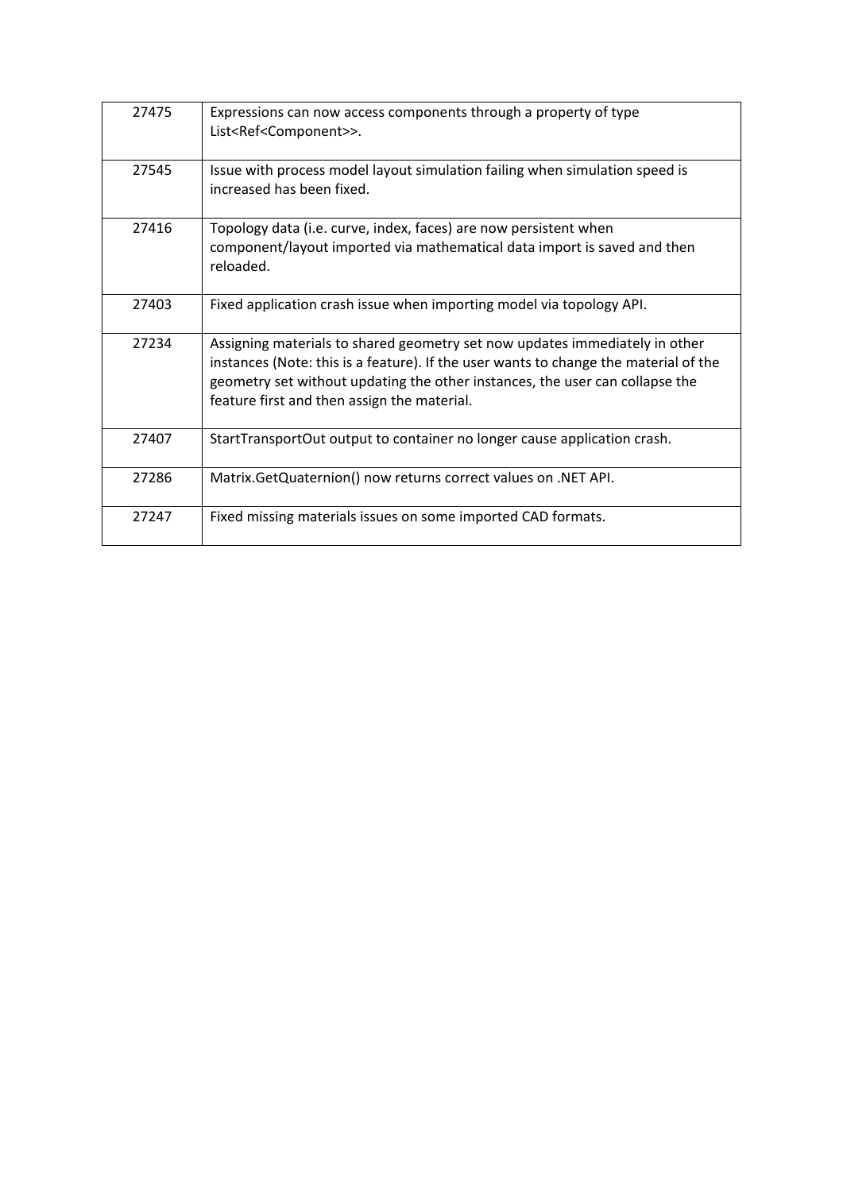| | |
|---|---|
| 27475 | Expressions can now access components through a property of type List<Ref<Component>>. |
| 27545 | Issue with process model layout simulation failing when simulation speed is increased has been fixed. |
| 27416 | Topology data (i.e. curve, index, faces) are now persistent when component/layout imported via mathematical data import is saved and then reloaded. |
| 27403 | Fixed application crash issue when importing model via topology API. |
| 27234 | Assigning materials to shared geometry set now updates immediately in other instances (Note: this is a feature). If the user wants to change the material of the geometry set without updating the other instances, the user can collapse the feature first and then assign the material. |
| 27407 | StartTransportOut output to container no longer cause application crash. |
| 27286 | Matrix.GetQuaternion() now returns correct values on .NET API. |
| 27247 | Fixed missing materials issues on some imported CAD formats. |